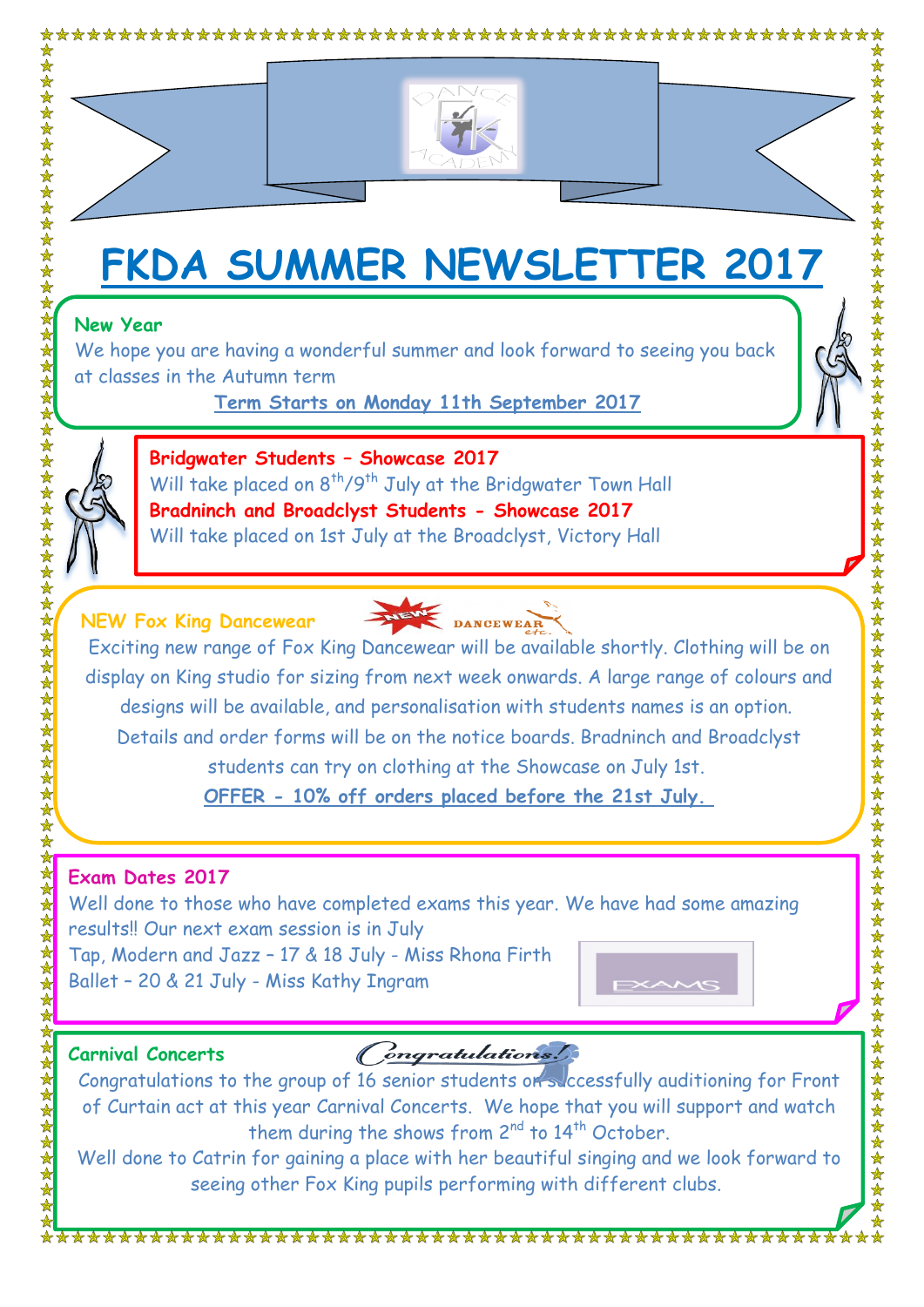# FKDA SUMMER NEWSLETTER 2017

## New Year

We hope you are having a wonderful summer and look forward to seeing you back at classes in the Autumn term

**Term Starts on Monday 11th September 2017**

## Bridgwater Students – Showcase 2017

Will take placed on 8th/9th July at the Bridgwater Town Hall

## Bradninch and Broadclyst Students - Showcase 2017

Will take placed on 1st July at the Broadclyst, Victory Hall

## NEW Fox King Dancewear

Exciting new range of Fox King Dancewear will be available shortly. Clothing will be on display on King studio for sizing from next week onwards. A large range of colours and designs will be available, and personalisation with students names is an option. Details and order forms will be on the notice boards. Bradninch and Broadclyst students can try on clothing at the Showcase on July 1st.

**OFFER - 10% off orders placed before the 21st July.**

## Exam Dates 2017

Well done to those who have completed exams this year. We have had some amazing results!! Our next exam session is in July

Tap, Modern and Jazz – 17 & 18 July - Miss Rhona Firth

Ballet – 20 & 21 July - Miss Kathy Ingram

## Carnival Concerts

Congratulations!

Congratulations to the group of 16 senior students on successfully auditioning for Front of Curtain act at this year Carnival Concerts. We hope that you will support and watch them during the shows from 2nd to 14th October.

Well done to Catrin for gaining a place with her beautiful singing and we look forward to seeing other Fox King pupils performing with different clubs.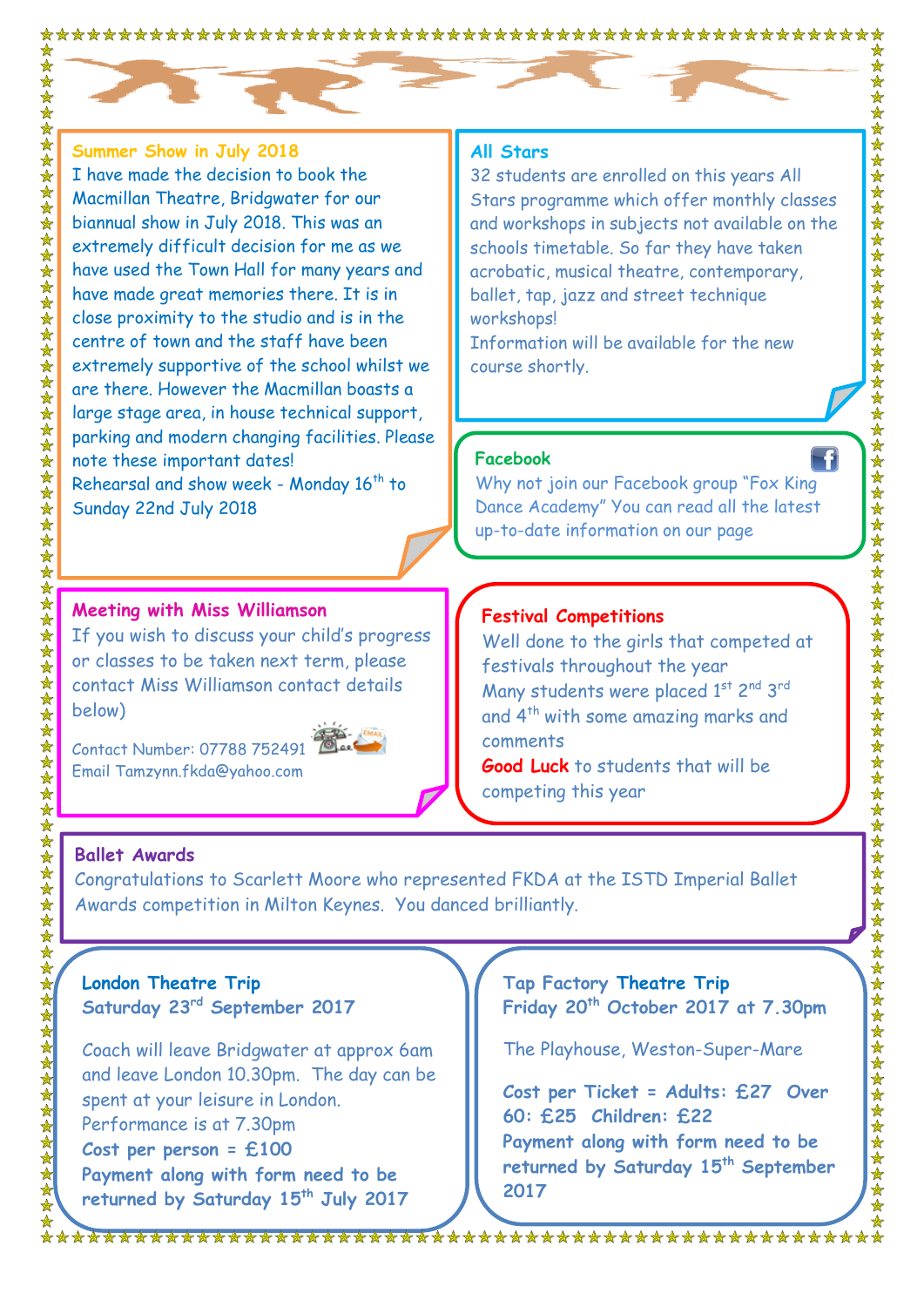## Summer Show in July 2018

I have made the decision to book the Macmillan Theatre, Bridgwater for our biannual show in July 2018. This was an extremely difficult decision for me as we have used the Town Hall for many years and have made great memories there. It is in close proximity to the studio and is in the centre of town and the staff have been extremely supportive of the school whilst we are there. However the Macmillan boasts a large stage area, in house technical support, parking and modern changing facilities. Please note these important dates!

Rehearsal and show week - Monday 16th to Sunday 22nd July 2018

## All Stars

32 students are enrolled on this years All Stars programme which offer monthly classes and workshops in subjects not available on the schools timetable. So far they have taken acrobatic, musical theatre, contemporary, ballet, tap, jazz and street technique workshops!

Information will be available for the new course shortly.

## Facebook

Why not join our Facebook group "Fox King Dance Academy" You can read all the latest up-to-date information on our page

## Meeting with Miss Williamson

If you wish to discuss your child's progress or classes to be taken next term, please contact Miss Williamson contact details below)

Contact Number: 07788 752491

Email Tamzynn.fkda@yahoo.com

## Festival Competitions

Well done to the girls that competed at festivals throughout the year

Many students were placed 1st 2nd 3rd and 4th with some amazing marks and comments

**Good Luck** to students that will be competing this year

## Ballet Awards

Congratulations to Scarlett Moore who represented FKDA at the ISTD Imperial Ballet Awards competition in Milton Keynes. You danced brilliantly.

## London Theatre Trip

**Saturday 23rd September 2017**

Coach will leave Bridgwater at approx 6am and leave London 10.30pm. The day can be spent at your leisure in London.

Performance is at 7.30pm

**Cost per person = £100**

**Payment along with form need to be returned by Saturday 15th July 2017**

## Tap Factory Theatre Trip

**Friday 20th October 2017 at 7.30pm**

The Playhouse, Weston-Super-Mare

**Cost per Ticket = Adults: £27 Over 60: £25 Children: £22**

**Payment along with form need to be returned by Saturday 15th September 2017**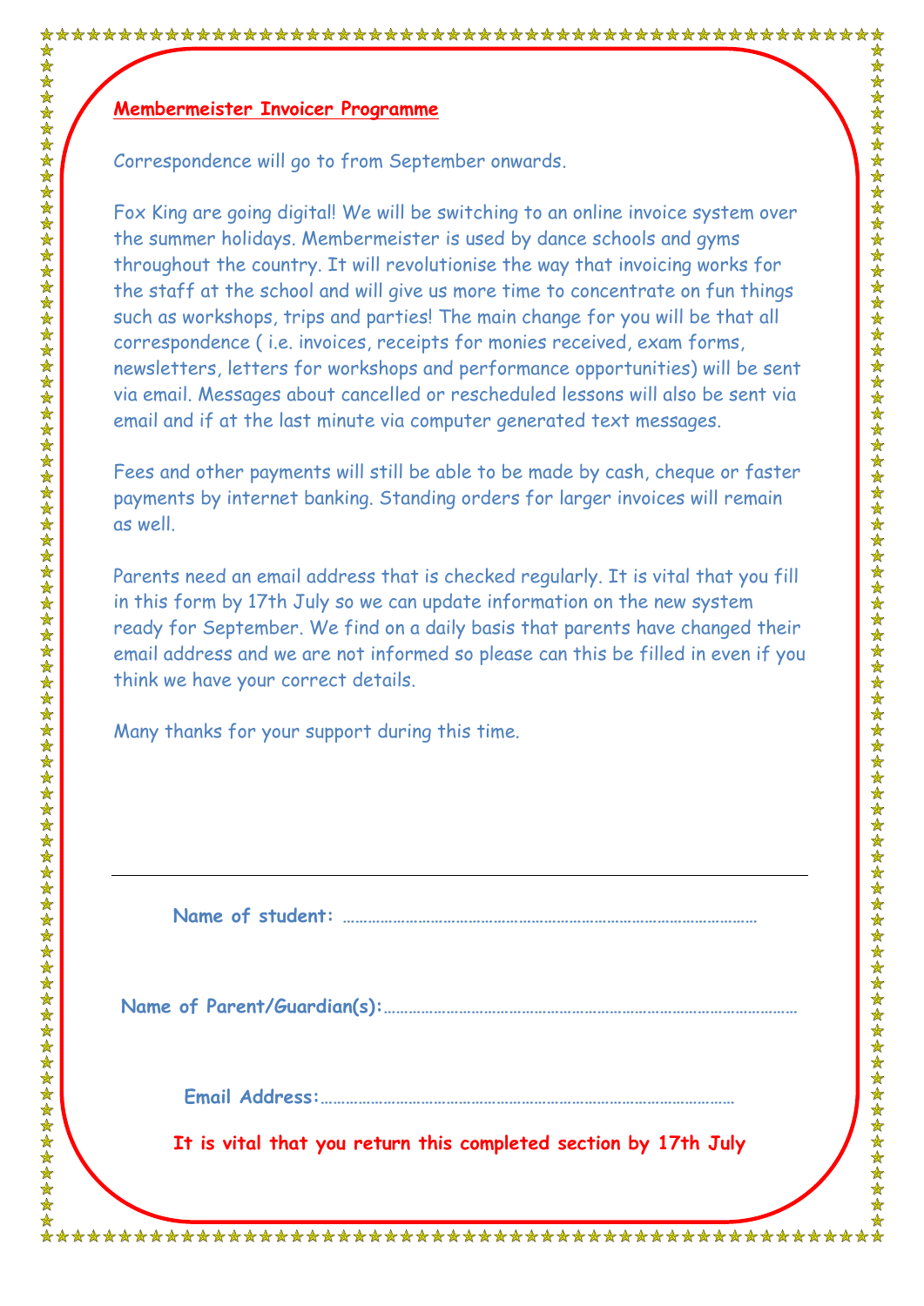**Membermeister Invoicer Programme**

Correspondence will go to from September onwards.

Fox King are going digital! We will be switching to an online invoice system over the summer holidays. Membermeister is used by dance schools and gyms throughout the country. It will revolutionise the way that invoicing works for the staff at the school and will give us more time to concentrate on fun things such as workshops, trips and parties! The main change for you will be that all correspondence ( i.e. invoices, receipts for monies received, exam forms, newsletters, letters for workshops and performance opportunities) will be sent via email. Messages about cancelled or rescheduled lessons will also be sent via email and if at the last minute via computer generated text messages.

Fees and other payments will still be able to be made by cash, cheque or faster payments by internet banking. Standing orders for larger invoices will remain as well.

Parents need an email address that is checked regularly. It is vital that you fill in this form by 17th July so we can update information on the new system ready for September. We find on a daily basis that parents have changed their email address and we are not informed so please can this be filled in even if you think we have your correct details.

Many thanks for your support during this time.

---

**Name of student:** ……………………………………………………………………………………

**Name of Parent/Guardian(s):**……………………………………………………………………………………

**Email Address:**……………………………………………………………………………………

**It is vital that you return this completed section by 17th July**